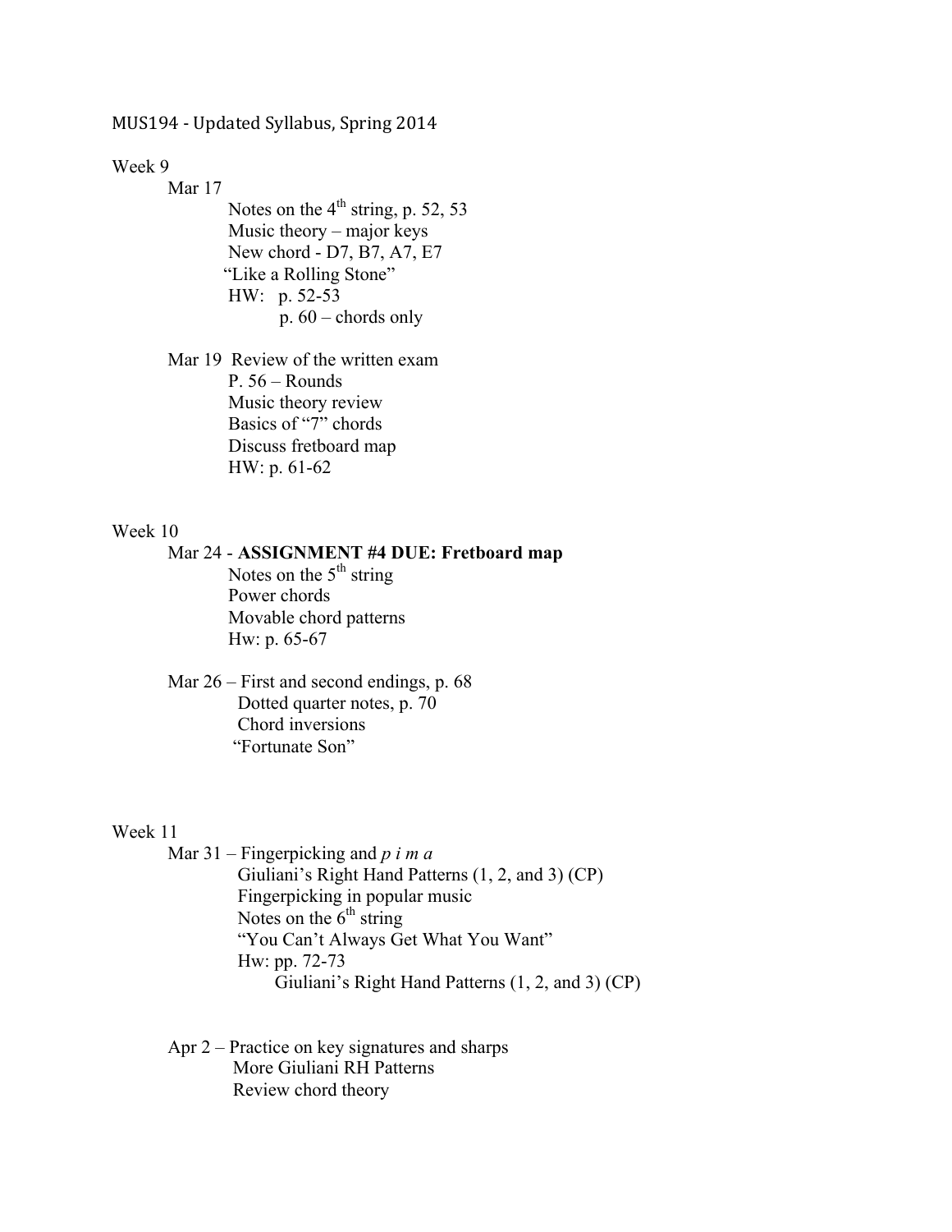# MUS194 - Updated Syllabus, Spring 2014

## Week 9

**Mar 17**

- Notes on the 4th string, p. 52, 53
- Music theory – major keys
- New chord - D7, B7, A7, E7
- "Like a Rolling Stone"
- HW: p. 52-53
  - p. 60 – chords only

**Mar 19** Review of the written exam

- P. 56 – Rounds
- Music theory review
- Basics of "7" chords
- Discuss fretboard map
- HW: p. 61-62

## Week 10

**Mar 24 - ASSIGNMENT #4 DUE: Fretboard map**

- Notes on the 5th string
- Power chords
- Movable chord patterns
- Hw: p. 65-67

**Mar 26** – First and second endings, p. 68

- Dotted quarter notes, p. 70
- Chord inversions
- "Fortunate Son"

## Week 11

**Mar 31** – Fingerpicking and *p i m a*

- Giuliani's Right Hand Patterns (1, 2, and 3) (CP)
- Fingerpicking in popular music
- Notes on the 6th string
- "You Can't Always Get What You Want"
- Hw: pp. 72-73
  - Giuliani's Right Hand Patterns (1, 2, and 3) (CP)

**Apr 2** – Practice on key signatures and sharps

- More Giuliani RH Patterns
- Review chord theory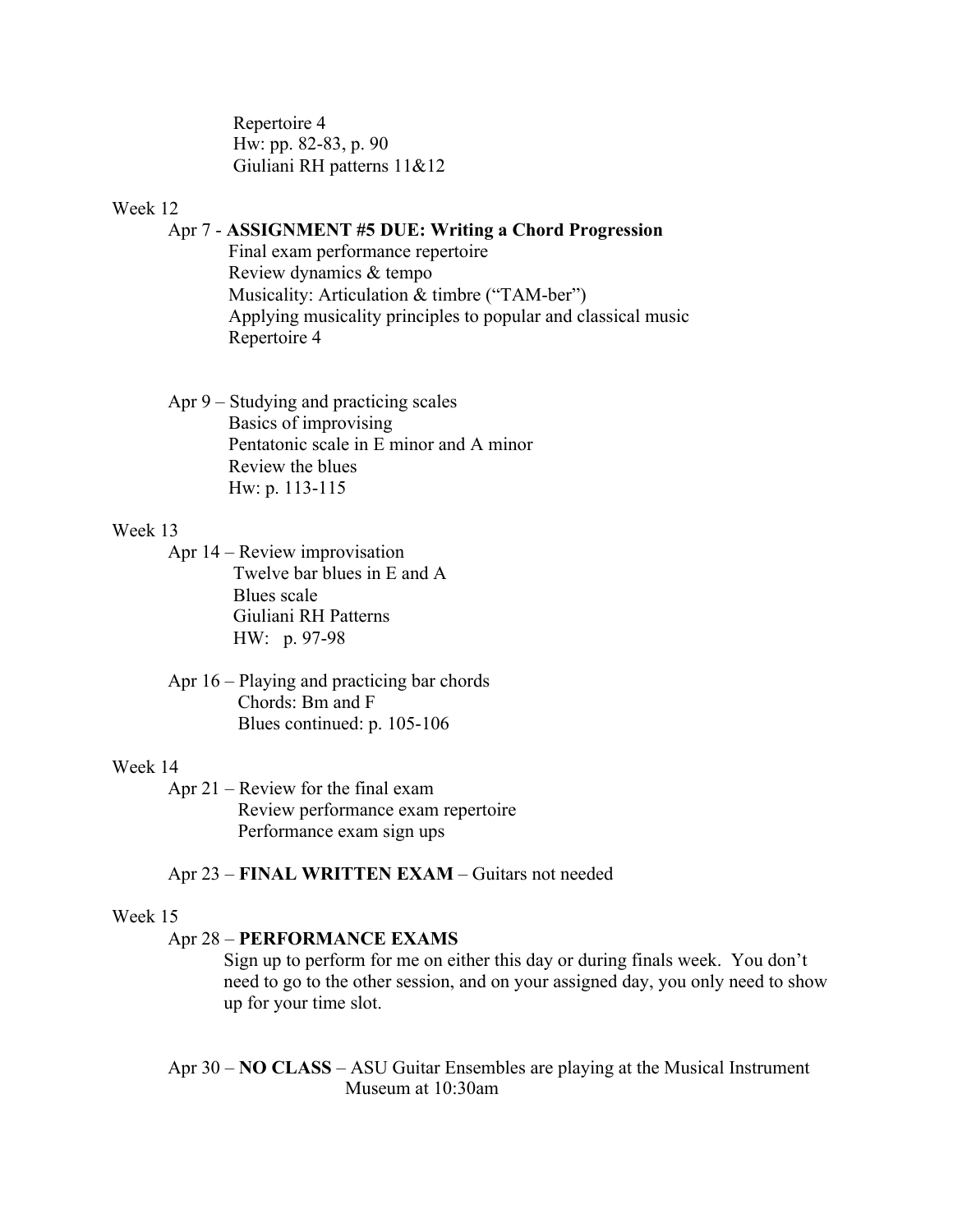Repertoire 4
Hw: pp. 82-83, p. 90
Giuliani RH patterns 11&12

Week 12

Apr 7 - **ASSIGNMENT #5 DUE: Writing a Chord Progression**
Final exam performance repertoire
Review dynamics & tempo
Musicality: Articulation & timbre ("TAM-ber")
Applying musicality principles to popular and classical music
Repertoire 4

Apr 9 – Studying and practicing scales
Basics of improvising
Pentatonic scale in E minor and A minor
Review the blues
Hw: p. 113-115

Week 13

Apr 14 – Review improvisation
Twelve bar blues in E and A
Blues scale
Giuliani RH Patterns
HW: p. 97-98

Apr 16 – Playing and practicing bar chords
Chords: Bm and F
Blues continued: p. 105-106

Week 14

Apr 21 – Review for the final exam
Review performance exam repertoire
Performance exam sign ups

Apr 23 – **FINAL WRITTEN EXAM** – Guitars not needed

Week 15

Apr 28 – **PERFORMANCE EXAMS**
Sign up to perform for me on either this day or during finals week. You don't need to go to the other session, and on your assigned day, you only need to show up for your time slot.

Apr 30 – **NO CLASS** – ASU Guitar Ensembles are playing at the Musical Instrument Museum at 10:30am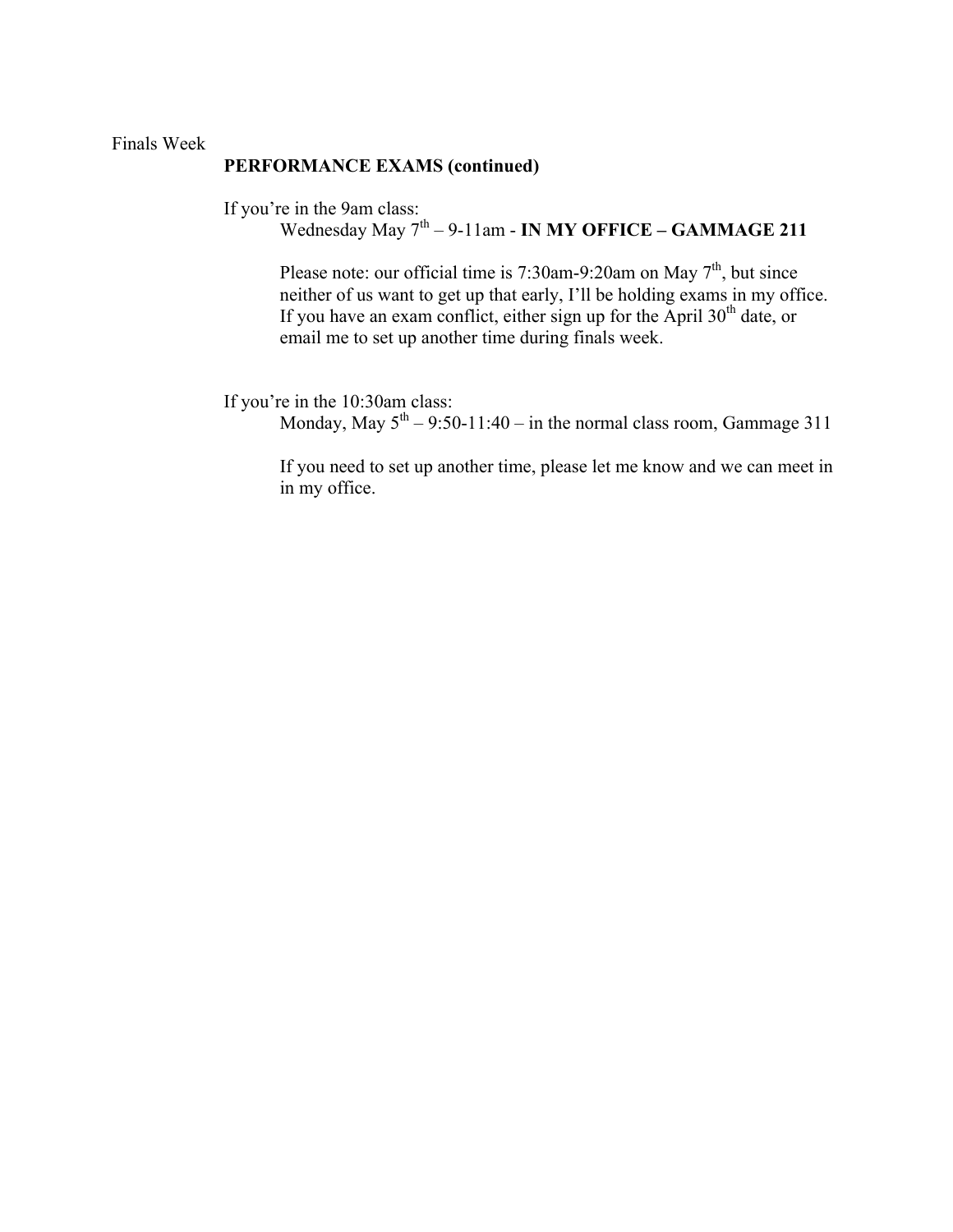Finals Week

**PERFORMANCE EXAMS (continued)**

If you're in the 9am class:

Wednesday May 7th – 9-11am - **IN MY OFFICE – GAMMAGE 211**

Please note: our official time is 7:30am-9:20am on May 7th, but since neither of us want to get up that early, I'll be holding exams in my office. If you have an exam conflict, either sign up for the April 30th date, or email me to set up another time during finals week.

If you're in the 10:30am class:

Monday, May 5th – 9:50-11:40 – in the normal class room, Gammage 311

If you need to set up another time, please let me know and we can meet in in my office.